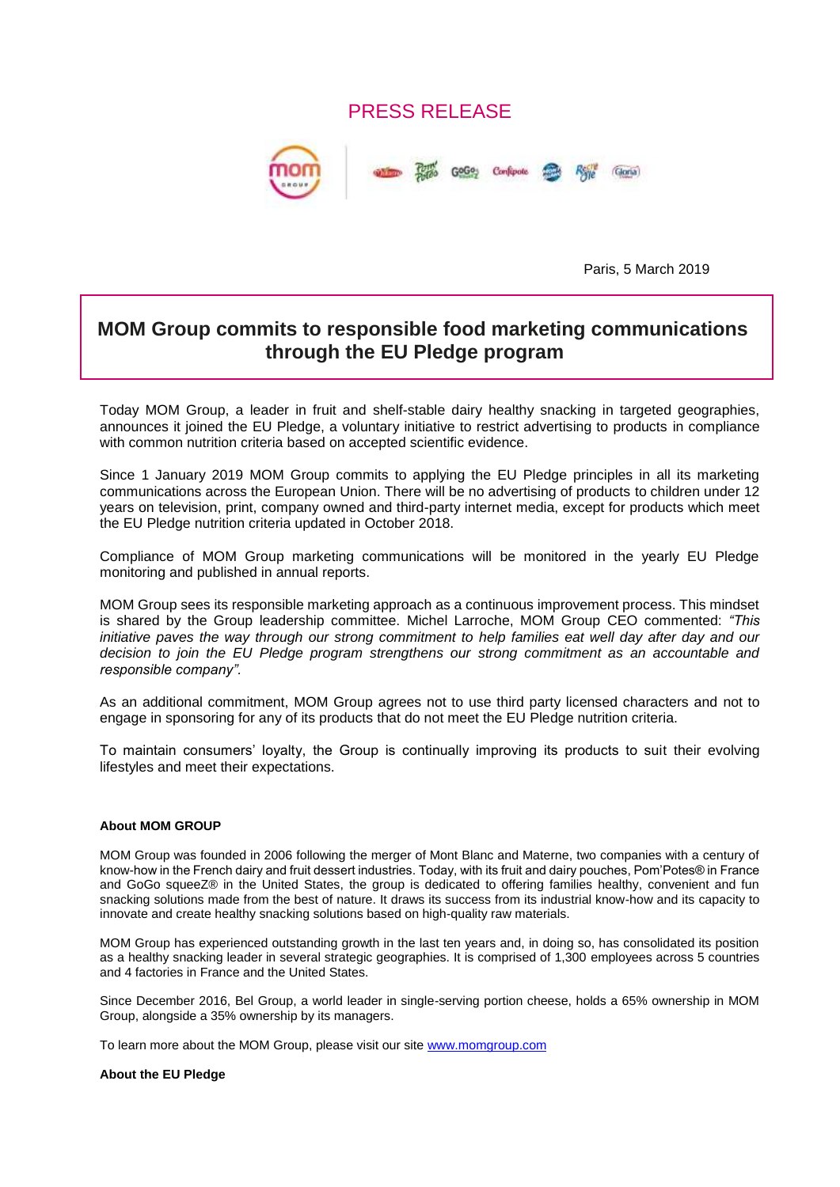PRESS RELEASE

Paris, 5 March 2019

# MOM Group commits to responsible food marketing communications through the EU Pledge program

Today MOM Group, a leader in fruit and shelf-stable dairy healthy snacking in targeted geographies, announces it joined the EU Pledge, a voluntary initiative to restrict advertising to products in compliance with common nutrition criteria based on accepted scientific evidence.

Since 1 January 2019 MOM Group commits to applying the EU Pledge principles in all its marketing communications across the European Union. There will be no advertising of products to children under 12 years on television, print, company owned and third-party internet media, except for products which meet the EU Pledge nutrition criteria updated in October 2018.

Compliance of MOM Group marketing communications will be monitored in the yearly EU Pledge monitoring and published in annual reports.

MOM Group sees its responsible marketing approach as a continuous improvement process. This mindset is shared by the Group leadership committee. Michel Larroche, MOM Group CEO commented: *"This initiative paves the way through our strong commitment to help families eat well day after day and our decision to join the EU Pledge program strengthens our strong commitment as an accountable and responsible company".*

As an additional commitment, MOM Group agrees not to use third party licensed characters and not to engage in sponsoring for any of its products that do not meet the EU Pledge nutrition criteria.

To maintain consumers' loyalty, the Group is continually improving its products to suit their evolving lifestyles and meet their expectations.

**About MOM GROUP**

MOM Group was founded in 2006 following the merger of Mont Blanc and Materne, two companies with a century of know-how in the French dairy and fruit dessert industries. Today, with its fruit and dairy pouches, Pom'Potes® in France and GoGo squeeZ® in the United States, the group is dedicated to offering families healthy, convenient and fun snacking solutions made from the best of nature. It draws its success from its industrial know-how and its capacity to innovate and create healthy snacking solutions based on high-quality raw materials.

MOM Group has experienced outstanding growth in the last ten years and, in doing so, has consolidated its position as a healthy snacking leader in several strategic geographies. It is comprised of 1,300 employees across 5 countries and 4 factories in France and the United States.

Since December 2016, Bel Group, a world leader in single-serving portion cheese, holds a 65% ownership in MOM Group, alongside a 35% ownership by its managers.

To learn more about the MOM Group, please visit our site [www.momgroup.com](http://www.momgroup.com)

**About the EU Pledge**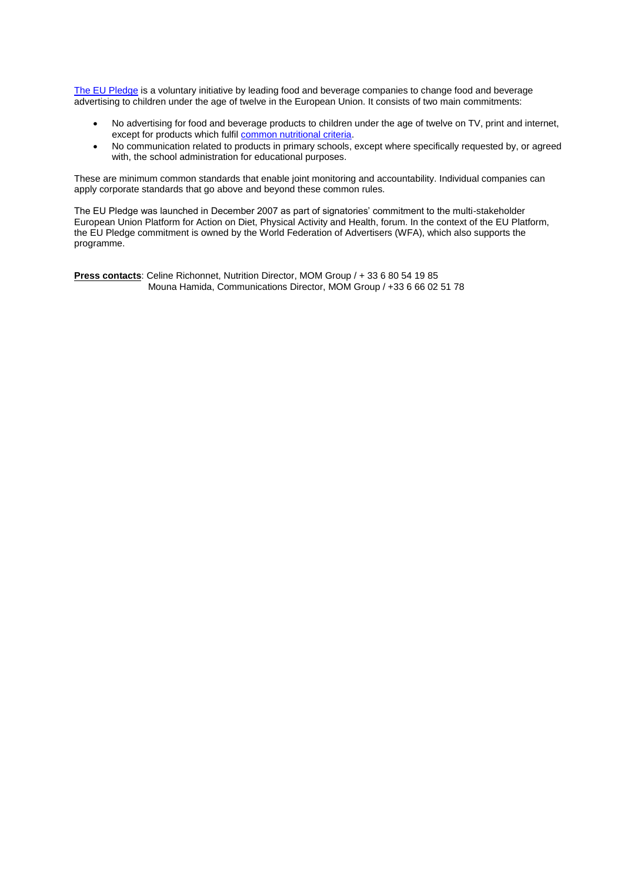The EU Pledge is a voluntary initiative by leading food and beverage companies to change food and beverage advertising to children under the age of twelve in the European Union. It consists of two main commitments:

- No advertising for food and beverage products to children under the age of twelve on TV, print and internet, except for products which fulfil common nutritional criteria.
- No communication related to products in primary schools, except where specifically requested by, or agreed with, the school administration for educational purposes.

These are minimum common standards that enable joint monitoring and accountability. Individual companies can apply corporate standards that go above and beyond these common rules.

The EU Pledge was launched in December 2007 as part of signatories' commitment to the multi-stakeholder European Union Platform for Action on Diet, Physical Activity and Health, forum. In the context of the EU Platform, the EU Pledge commitment is owned by the World Federation of Advertisers (WFA), which also supports the programme.

**Press contacts**: Celine Richonnet, Nutrition Director, MOM Group / + 33 6 80 54 19 85
Mouna Hamida, Communications Director, MOM Group / +33 6 66 02 51 78